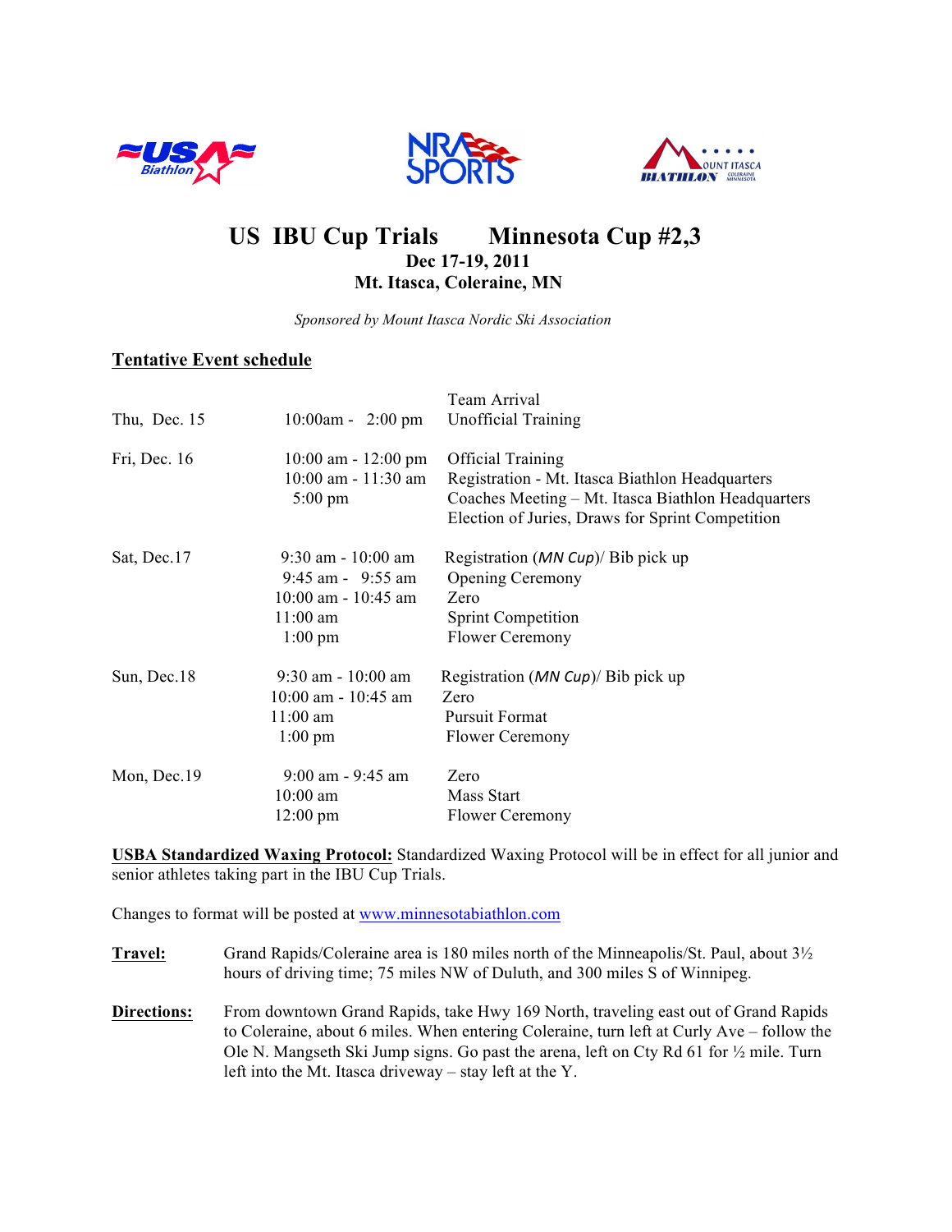# US IBU Cup Trials Minnesota Cup #2,3

**Dec 17-19, 2011**

**Mt. Itasca, Coleraine, MN**

*Sponsored by Mount Itasca Nordic Ski Association*

## Tentative Event schedule

| | | |
|---|---|---|
| | | Team Arrival |
| Thu, Dec. 15 | 10:00am - 2:00 pm | Unofficial Training |
| Fri, Dec. 16 | 10:00 am - 12:00 pm | Official Training |
| | 10:00 am - 11:30 am | Registration - Mt. Itasca Biathlon Headquarters |
| | 5:00 pm | Coaches Meeting – Mt. Itasca Biathlon Headquarters |
| | | Election of Juries, Draws for Sprint Competition |
| Sat, Dec.17 | 9:30 am - 10:00 am | Registration (*MN Cup*)/ Bib pick up |
| | 9:45 am - 9:55 am | Opening Ceremony |
| | 10:00 am - 10:45 am | Zero |
| | 11:00 am | Sprint Competition |
| | 1:00 pm | Flower Ceremony |
| Sun, Dec.18 | 9:30 am - 10:00 am | Registration (*MN Cup*)/ Bib pick up |
| | 10:00 am - 10:45 am | Zero |
| | 11:00 am | Pursuit Format |
| | 1:00 pm | Flower Ceremony |
| Mon, Dec.19 | 9:00 am - 9:45 am | Zero |
| | 10:00 am | Mass Start |
| | 12:00 pm | Flower Ceremony |

**USBA Standardized Waxing Protocol:** Standardized Waxing Protocol will be in effect for all junior and senior athletes taking part in the IBU Cup Trials.

Changes to format will be posted at www.minnesotabiathlon.com

**Travel:** Grand Rapids/Coleraine area is 180 miles north of the Minneapolis/St. Paul, about 3½ hours of driving time; 75 miles NW of Duluth, and 300 miles S of Winnipeg.

**Directions:** From downtown Grand Rapids, take Hwy 169 North, traveling east out of Grand Rapids to Coleraine, about 6 miles. When entering Coleraine, turn left at Curly Ave – follow the Ole N. Mangseth Ski Jump signs. Go past the arena, left on Cty Rd 61 for ½ mile. Turn left into the Mt. Itasca driveway – stay left at the Y.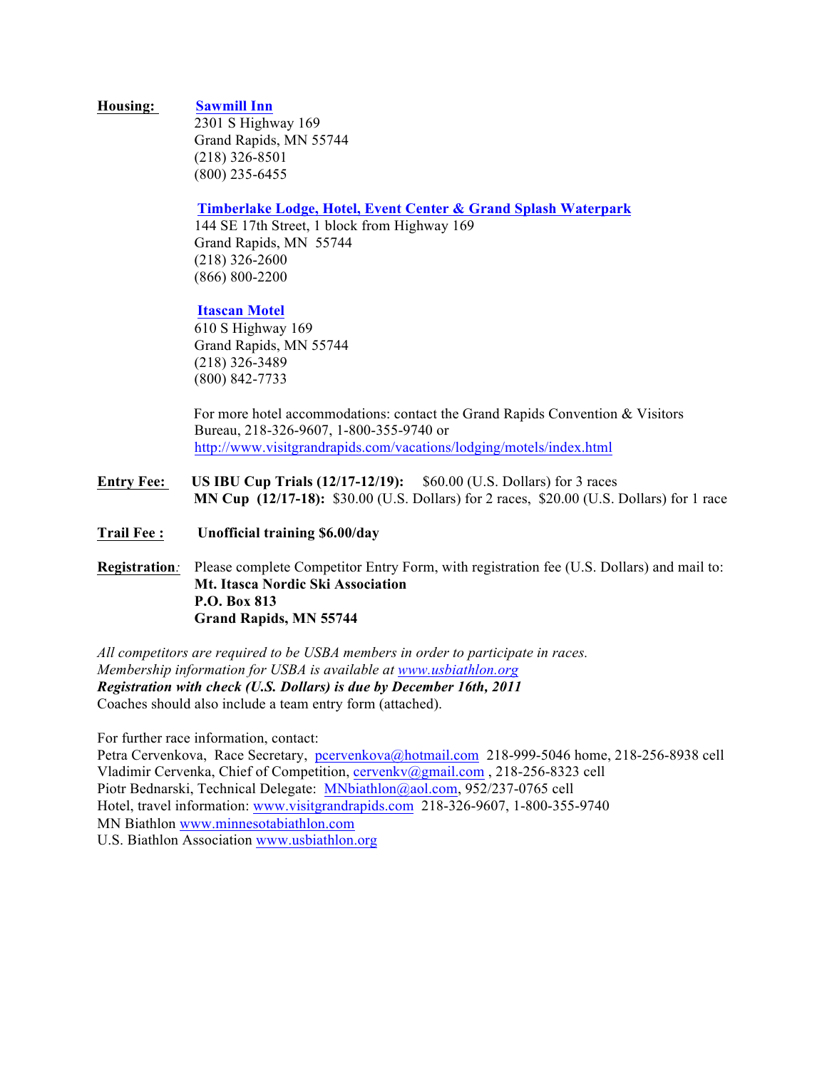**Housing:** **Sawmill Inn**
2301 S Highway 169
Grand Rapids, MN 55744
(218) 326-8501
(800) 235-6455

**Timberlake Lodge, Hotel, Event Center & Grand Splash Waterpark**
144 SE 17th Street, 1 block from Highway 169
Grand Rapids, MN 55744
(218) 326-2600
(866) 800-2200

**Itascan Motel**
610 S Highway 169
Grand Rapids, MN 55744
(218) 326-3489
(800) 842-7733

For more hotel accommodations: contact the Grand Rapids Convention & Visitors Bureau, 218-326-9607, 1-800-355-9740 or http://www.visitgrandrapids.com/vacations/lodging/motels/index.html

**Entry Fee:** **US IBU Cup Trials (12/17-12/19):** $60.00 (U.S. Dollars) for 3 races
**MN Cup (12/17-18):** $30.00 (U.S. Dollars) for 2 races, $20.00 (U.S. Dollars) for 1 race

**Trail Fee :** **Unofficial training $6.00/day**

**Registration***:* Please complete Competitor Entry Form, with registration fee (U.S. Dollars) and mail to:
**Mt. Itasca Nordic Ski Association**
**P.O. Box 813**
**Grand Rapids, MN 55744**

*All competitors are required to be USBA members in order to participate in races.*
*Membership information for USBA is available at www.usbiathlon.org*
***Registration with check (U.S. Dollars) is due by December 16th, 2011***
Coaches should also include a team entry form (attached).

For further race information, contact:
Petra Cervenkova, Race Secretary, pcervenkova@hotmail.com 218-999-5046 home, 218-256-8938 cell
Vladimir Cervenka, Chief of Competition, cervenkv@gmail.com , 218-256-8323 cell
Piotr Bednarski, Technical Delegate: MNbiathlon@aol.com, 952/237-0765 cell
Hotel, travel information: www.visitgrandrapids.com 218-326-9607, 1-800-355-9740
MN Biathlon www.minnesotabiathlon.com
U.S. Biathlon Association www.usbiathlon.org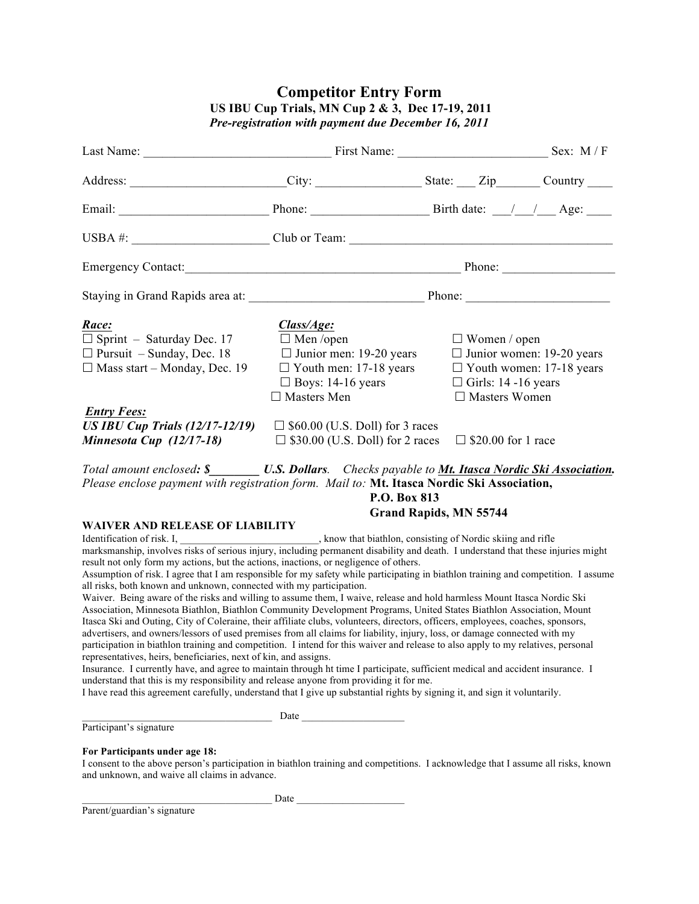# Competitor Entry Form

**US IBU Cup Trials, MN Cup 2 & 3, Dec 17-19, 2011**

***Pre-registration with payment due December 16, 2011***

Last Name: _____________________________ First Name: _______________________ Sex: M / F

Address: ________________________City: ________________ State: ___ Zip_______ Country ____

Email: _______________________ Phone: __________________ Birth date: ___/___/___ Age: ____

USBA #: _____________________ Club or Team: __________________________________________

Emergency Contact:_____________________________________________ Phone: _________________

Staying in Grand Rapids area at: ___________________________ Phone: ______________________

| ***Race:*** | ***Class/Age:*** | |
|---|---|---|
| ☐ Sprint – Saturday Dec. 17 | ☐ Men /open | ☐ Women / open |
| ☐ Pursuit – Sunday, Dec. 18 | ☐ Junior men: 19-20 years | ☐ Junior women: 19-20 years |
| ☐ Mass start – Monday, Dec. 19 | ☐ Youth men: 17-18 years | ☐ Youth women: 17-18 years |
| | ☐ Boys: 14-16 years | ☐ Girls: 14 -16 years |
| | ☐ Masters Men | ☐ Masters Women |

| ***Entry Fees:*** | | |
|---|---|---|
| ***US IBU Cup Trials (12/17-12/19)*** | ☐ $60.00 (U.S. Doll) for 3 races | |
| ***Minnesota Cup (12/17-18)*** | ☐ $30.00 (U.S. Doll) for 2 races | ☐ $20.00 for 1 race |

*Total amount enclosed**: $________ U.S. Dollars**. Checks payable to **Mt. Itasca Nordic Ski Association.***
*Please enclose payment with registration form. Mail to:* **Mt. Itasca Nordic Ski Association,**
**P.O. Box 813**
**Grand Rapids, MN 55744**

**WAIVER AND RELEASE OF LIABILITY**

Identification of risk. I, ___________________________, know that biathlon, consisting of Nordic skiing and rifle marksmanship, involves risks of serious injury, including permanent disability and death. I understand that these injuries might result not only form my actions, but the actions, inactions, or negligence of others.

Assumption of risk. I agree that I am responsible for my safety while participating in biathlon training and competition. I assume all risks, both known and unknown, connected with my participation.

Waiver. Being aware of the risks and willing to assume them, I waive, release and hold harmless Mount Itasca Nordic Ski Association, Minnesota Biathlon, Biathlon Community Development Programs, United States Biathlon Association, Mount Itasca Ski and Outing, City of Coleraine, their affiliate clubs, volunteers, directors, officers, employees, coaches, sponsors, advertisers, and owners/lessors of used premises from all claims for liability, injury, loss, or damage connected with my participation in biathlon training and competition. I intend for this waiver and release to also apply to my relatives, personal representatives, heirs, beneficiaries, next of kin, and assigns.

Insurance. I currently have, and agree to maintain through ht time I participate, sufficient medical and accident insurance. I understand that this is my responsibility and release anyone from providing it for me.

I have read this agreement carefully, understand that I give up substantial rights by signing it, and sign it voluntarily.

___________________________________ Date ___________________
Participant's signature

**For Participants under age 18:**

I consent to the above person's participation in biathlon training and competitions. I acknowledge that I assume all risks, known and unknown, and waive all claims in advance.

___________________________________ Date ___________________
Parent/guardian's signature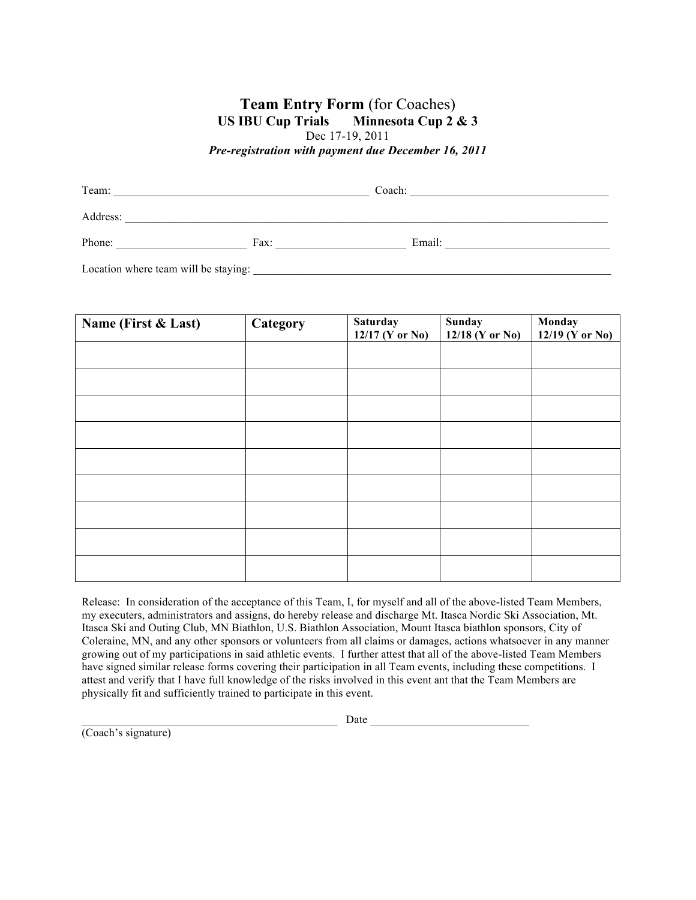# Team Entry Form (for Coaches)

**US IBU Cup Trials      Minnesota Cup 2 & 3**

Dec 17-19, 2011

***Pre-registration with payment due December 16, 2011***

Team: ____________________________________________ Coach: __________________________________

Address: __________________________________________________________________________________

Phone: ______________________ Fax: ______________________ Email: _____________________________

Location where team will be staying: ______________________________________________________________

| Name (First & Last) | Category | Saturday 12/17 (Y or No) | Sunday 12/18 (Y or No) | Monday 12/19 (Y or No) |
|---|---|---|---|---|
| | | | | |
| | | | | |
| | | | | |
| | | | | |
| | | | | |
| | | | | |
| | | | | |
| | | | | |
| | | | | |

Release: In consideration of the acceptance of this Team, I, for myself and all of the above-listed Team Members, my executers, administrators and assigns, do hereby release and discharge Mt. Itasca Nordic Ski Association, Mt. Itasca Ski and Outing Club, MN Biathlon, U.S. Biathlon Association, Mount Itasca biathlon sponsors, City of Coleraine, MN, and any other sponsors or volunteers from all claims or damages, actions whatsoever in any manner growing out of my participations in said athletic events. I further attest that all of the above-listed Team Members have signed similar release forms covering their participation in all Team events, including these competitions. I attest and verify that I have full knowledge of the risks involved in this event ant that the Team Members are physically fit and sufficiently trained to participate in this event.

______________________________________________ Date ___________________________

(Coach's signature)